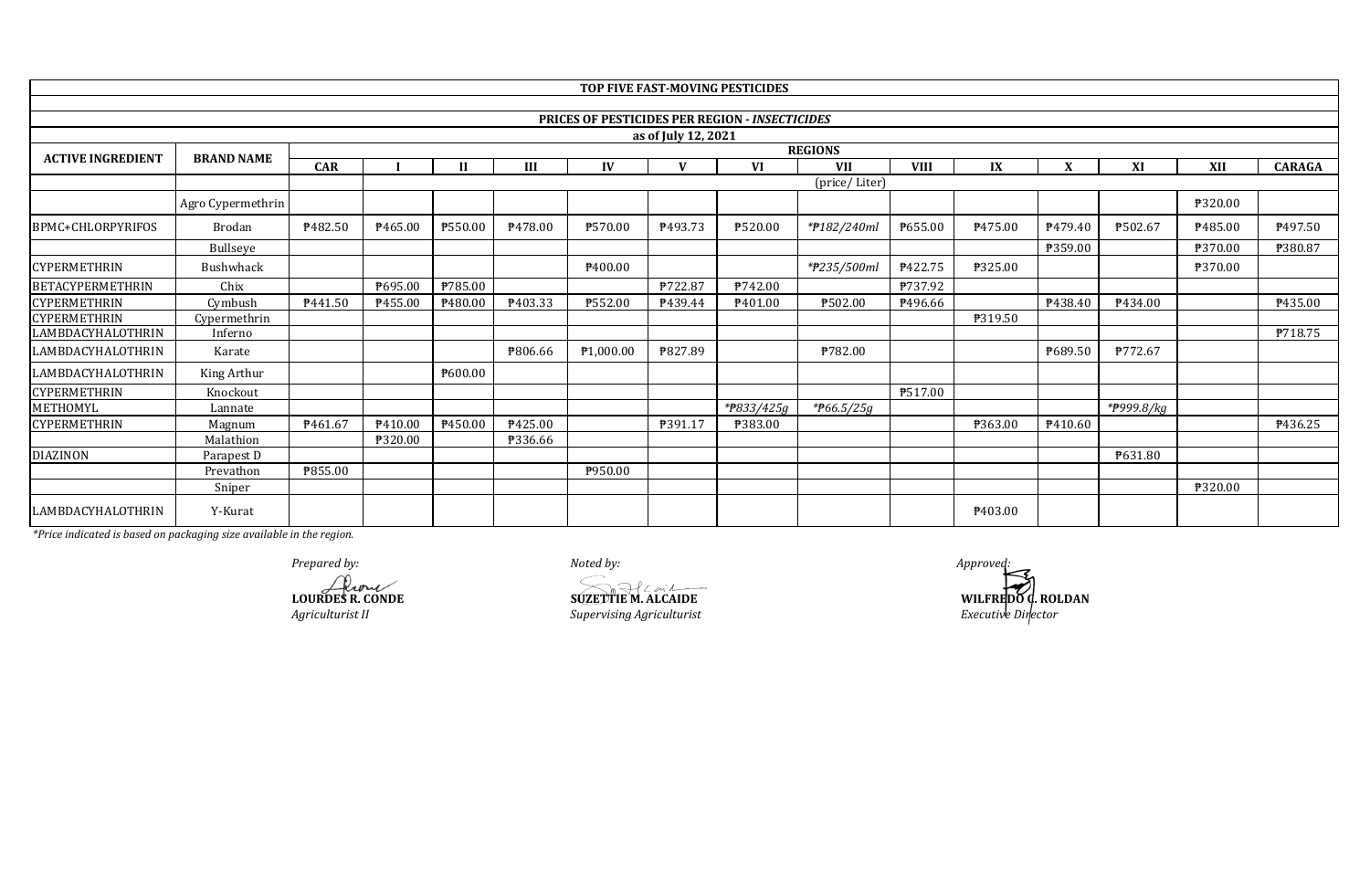## TOP FIVE FAST-MOVING PESTICIDES

### PRICES OF PESTICIDES PER REGION - *INSECTICIDES*

as of July 12, 2021

| ACTIVE INGREDIENT | BRAND NAME | REGIONS | | | | | | | | | | | | | | |
|---|---|---|---|---|---|---|---|---|---|---|---|---|---|---|---|---|
| | | CAR | I | II | III | IV | V | VI | VII | VIII | IX | X | XI | XII | CARAGA |
| | | | | | | | | | (price/ Liter) | | | | | | |
| | Agro Cypermethrin | | | | | | | | | | | | | ₱320.00 | |
| BPMC+CHLORPYRIFOS | Brodan | ₱482.50 | ₱465.00 | ₱550.00 | ₱478.00 | ₱570.00 | ₱493.73 | ₱520.00 | *₱182/240ml* | ₱655.00 | ₱475.00 | ₱479.40 | ₱502.67 | ₱485.00 | ₱497.50 |
| | Bullseye | | | | | | | | | | | ₱359.00 | | ₱370.00 | ₱380.87 |
| CYPERMETHRIN | Bushwhack | | | | | ₱400.00 | | | *₱235/500ml* | ₱422.75 | ₱325.00 | | | ₱370.00 | |
| BETACYPERMETHRIN | Chix | | ₱695.00 | ₱785.00 | | | ₱722.87 | ₱742.00 | | ₱737.92 | | | | | |
| CYPERMETHRIN | Cymbush | ₱441.50 | ₱455.00 | ₱480.00 | ₱403.33 | ₱552.00 | ₱439.44 | ₱401.00 | ₱502.00 | ₱496.66 | | ₱438.40 | ₱434.00 | | ₱435.00 |
| CYPERMETHRIN | Cypermethrin | | | | | | | | | | ₱319.50 | | | | |
| LAMBDACYHALOTHRIN | Inferno | | | | | | | | | | | | | | ₱718.75 |
| LAMBDACYHALOTHRIN | Karate | | | | ₱806.66 | ₱1,000.00 | ₱827.89 | | ₱782.00 | | | ₱689.50 | ₱772.67 | | |
| LAMBDACYHALOTHRIN | King Arthur | | | ₱600.00 | | | | | | | | | | | |
| CYPERMETHRIN | Knockout | | | | | | | | | ₱517.00 | | | | | |
| METHOMYL | Lannate | | | | | | | *₱833/425g* | *₱66.5/25g* | | | | *₱999.8/kg* | | |
| CYPERMETHRIN | Magnum | ₱461.67 | ₱410.00 | ₱450.00 | ₱425.00 | | ₱391.17 | ₱383.00 | | | ₱363.00 | ₱410.60 | | | ₱436.25 |
| | Malathion | | ₱320.00 | | ₱336.66 | | | | | | | | | | |
| DIAZINON | Parapest D | | | | | | | | | | | | ₱631.80 | | |
| | Prevathon | ₱855.00 | | | | ₱950.00 | | | | | | | | | |
| | Sniper | | | | | | | | | | | | | ₱320.00 | |
| LAMBDACYHALOTHRIN | Y-Kurat | | | | | | | | | | ₱403.00 | | | | |

*\*Price indicated is based on packaging size available in the region.*

*Prepared by:*

**LOURDES R. CONDE**
*Agriculturist II*

*Noted by:*

**SUZETTIE M. ALCAIDE**
*Supervising Agriculturist*

*Approved:*

**WILFREDO C. ROLDAN**
*Executive Director*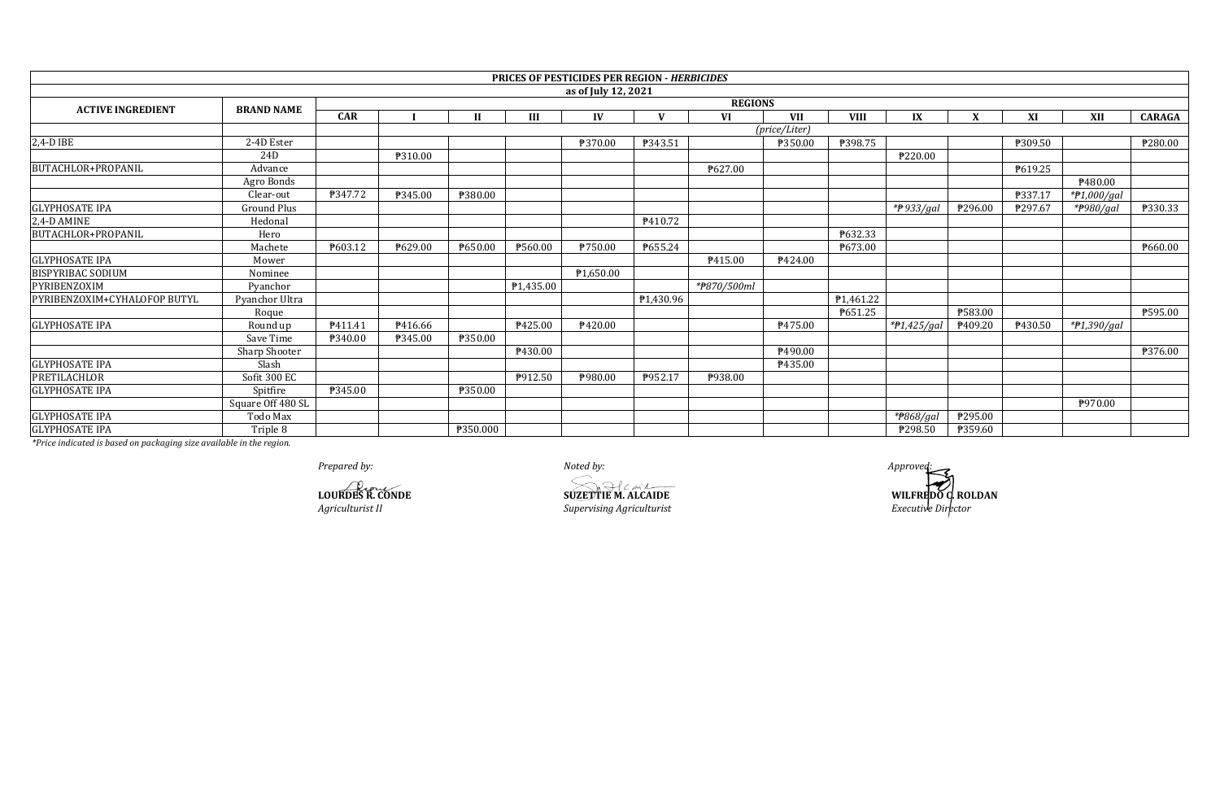**PRICES OF PESTICIDES PER REGION - *HERBICIDES***

**as of July 12, 2021**

| ACTIVE INGREDIENT | BRAND NAME | REGIONS | | | | | | | | | | | | | |
|---|---|---|---|---|---|---|---|---|---|---|---|---|---|---|---|
| | | CAR | I | II | III | IV | V | VI | VII | VIII | IX | X | XI | XII | CARAGA |
| | | (price/Liter) | | | | | | | | | | | | | |
| 2,4-D IBE | 2-4D Ester | | | | | ₱370.00 | ₱343.51 | | ₱350.00 | ₱398.75 | | | ₱309.50 | | ₱280.00 |
| | 24D | | ₱310.00 | | | | | | | | ₱220.00 | | | | |
| BUTACHLOR+PROPANIL | Advance | | | | | | | ₱627.00 | | | | | ₱619.25 | | |
| | Agro Bonds | | | | | | | | | | | | | ₱480.00 | |
| | Clear-out | ₱347.72 | ₱345.00 | ₱380.00 | | | | | | | | | ₱337.17 | *₱1,000/gal | |
| GLYPHOSATE IPA | Ground Plus | | | | | | | | | | *₱933/gal | ₱296.00 | ₱297.67 | *₱980/gal | ₱330.33 |
| 2,4-D AMINE | Hedonal | | | | | | ₱410.72 | | | | | | | | |
| BUTACHLOR+PROPANIL | Hero | | | | | | | | | ₱632.33 | | | | | |
| | Machete | ₱603.12 | ₱629.00 | ₱650.00 | ₱560.00 | ₱750.00 | ₱655.24 | | | ₱673.00 | | | | | ₱660.00 |
| GLYPHOSATE IPA | Mower | | | | | | | ₱415.00 | ₱424.00 | | | | | | |
| BISPYRIBAC SODIUM | Nominee | | | | | ₱1,650.00 | | | | | | | | | |
| PYRIBENZOXIM | Pyanchor | | | | ₱1,435.00 | | | *₱870/500ml | | | | | | | |
| PYRIBENZOXIM+CYHALOFOP BUTYL | Pyanchor Ultra | | | | | | ₱1,430.96 | | | ₱1,461.22 | | | | | |
| | Roque | | | | | | | | | ₱651.25 | | ₱583.00 | | | ₱595.00 |
| GLYPHOSATE IPA | Round up | ₱411.41 | ₱416.66 | | ₱425.00 | ₱420.00 | | | ₱475.00 | | *₱1,425/gal | ₱409.20 | ₱430.50 | *₱1,390/gal | |
| | Save Time | ₱340.00 | ₱345.00 | ₱350.00 | | | | | | | | | | | |
| | Sharp Shooter | | | | ₱430.00 | | | | ₱490.00 | | | | | | ₱376.00 |
| GLYPHOSATE IPA | Slash | | | | | | | | ₱435.00 | | | | | | |
| PRETILACHLOR | Sofit 300 EC | | | | ₱912.50 | ₱980.00 | ₱952.17 | ₱938.00 | | | | | | | |
| GLYPHOSATE IPA | Spitfire | ₱345.00 | | ₱350.00 | | | | | | | | | | | |
| | Square Off 480 SL | | | | | | | | | | | | | ₱970.00 | |
| GLYPHOSATE IPA | Todo Max | | | | | | | | | | *₱868/gal | ₱295.00 | | | |
| GLYPHOSATE IPA | Triple 8 | | | ₱350.000 | | | | | | | ₱298.50 | ₱359.60 | | | |

*\*Price indicated is based on packaging size available in the region.*

*Prepared by:*

**LOURDES R. CONDE**
*Agriculturist II*

*Noted by:*

**SUZETTIE M. ALCAIDE**
*Supervising Agriculturist*

*Approved:*

**WILFREDO C. ROLDAN**
*Executive Director*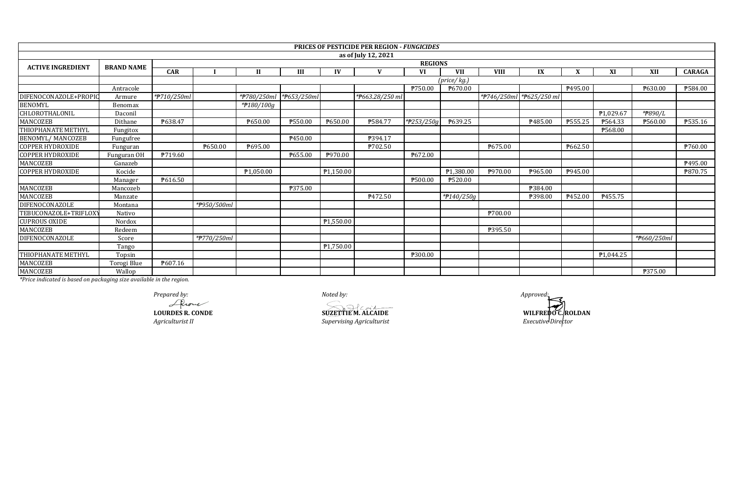**PRICES OF PESTICIDE PER REGION - *FUNGICIDES***

**as of July 12, 2021**

| ACTIVE INGREDIENT | BRAND NAME | REGIONS | | | | | | | | | | | | | | | |
|---|---|---|---|---|---|---|---|---|---|---|---|---|---|---|---|---|---|
| | | CAR | I | II | III | IV | V | VI | VII | VIII | IX | X | XI | XII | CARAGA |
| | | | *(price/ kg.)* | | | | | | | | | | | | |
| | Antracole | | | | | | | ₱750.00 | ₱670.00 | | | ₱495.00 | | ₱630.00 | ₱584.00 |
| DIFENOCONAZOLE+PROPIC | Armure | *₱710/250ml* | | *₱780/250ml* | *₱653/250ml* | | *₱663.28/250 ml* | | | *₱746/250ml* | *₱625/250 ml* | | | | |
| BENOMYL | Benomax | | | *₱180/100g* | | | | | | | | | | | |
| CHLOROTHALONIL | Daconil | | | | | | | | | | | | ₱1,029.67 | *₱890/L* | |
| MANCOZEB | Dithane | ₱638.47 | | ₱650.00 | ₱550.00 | ₱650.00 | ₱584.77 | *₱253/250g* | ₱639.25 | | ₱485.00 | ₱555.25 | ₱564.33 | ₱560.00 | ₱535.16 |
| THIOPHANATE METHYL | Fungitox | | | | | | | | | | | | ₱568.00 | | |
| BENOMYL/ MANCOZEB | Fungufree | | | | ₱450.00 | | ₱394.17 | | | | | | | | |
| COPPER HYDROXIDE | Funguran | | ₱650.00 | ₱695.00 | | | ₱702.50 | | | ₱675.00 | | ₱662.50 | | | ₱760.00 |
| COPPER HYDROXIDE | Funguran OH | ₱719.60 | | | ₱655.00 | ₱970.00 | | ₱672.00 | | | | | | | |
| MANCOZEB | Ganazeb | | | | | | | | | | | | | | ₱495.00 |
| COPPER HYDROXIDE | Kocide | | | ₱1,050.00 | | ₱1,150.00 | | | ₱1,380.00 | ₱970.00 | ₱965.00 | ₱945.00 | | | ₱870.75 |
| | Manager | ₱616.50 | | | | | | ₱500.00 | ₱520.00 | | | | | | |
| MANCOZEB | Mancozeb | | | | ₱375.00 | | | | | | ₱384.00 | | | | |
| MANCOZEB | Manzate | | | | | | ₱472.50 | | *₱140/250g* | | ₱398.00 | ₱452.00 | ₱455.75 | | |
| DIFENOCONAZOLE | Montana | | *₱950/500ml* | | | | | | | | | | | | |
| TEBUCONAZOLE+TRIFLOXY | Nativo | | | | | | | | | ₱700.00 | | | | | |
| CUPROUS OXIDE | Nordox | | | | | ₱1,550.00 | | | | | | | | | |
| MANCOZEB | Redeem | | | | | | | | | ₱395.50 | | | | | |
| DIFENOCONAZOLE | Score | | *₱770/250ml* | | | | | | | | | | | *₱660/250ml* | |
| | Tango | | | | | ₱1,750.00 | | | | | | | | | |
| THIOPHANATE METHYL | Topsin | | | | | | | ₱300.00 | | | | | ₱1,044.25 | | |
| MANCOZEB | Torogi Blue | ₱607.16 | | | | | | | | | | | | | |
| MANCOZEB | Wallop | | | | | | | | | | | | | ₱375.00 | |

*\*Price indicated is based on packaging size available in the region.*

*Prepared by:*
**LOURDES R. CONDE**
*Agriculturist II*

*Noted by:*
**SUZETTIE M. ALCAIDE**
*Supervising Agriculturist*

*Approved:*
**WILFREDO C. ROLDAN**
*Executive Director*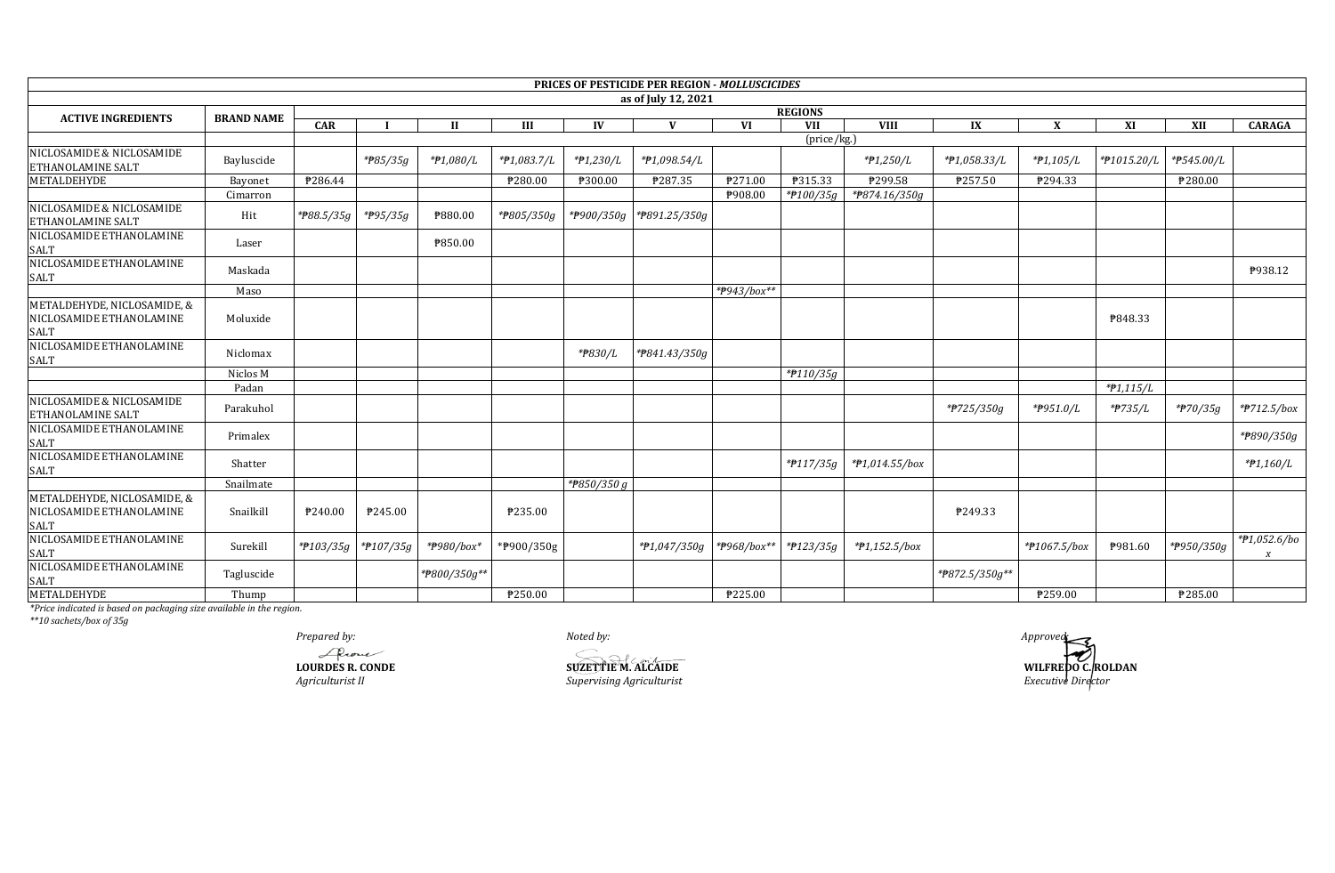**PRICES OF PESTICIDE PER REGION - *MOLLUSCICIDES***

**as of July 12, 2021**

| ACTIVE INGREDIENTS | BRAND NAME | REGIONS | | | | | | | | | | | | | |
|---|---|---|---|---|---|---|---|---|---|---|---|---|---|---|---|
| | | CAR | I | II | III | IV | V | VI | VII | VIII | IX | X | XI | XII | CARAGA |
| | | (price/kg.) | | | | | | | | | | | | | |
| NICLOSAMIDE & NICLOSAMIDE ETHANOLAMINE SALT | Bayluscide | | *₱85/35g | *₱1,080/L | *₱1,083.7/L | *₱1,230/L | *₱1,098.54/L | | | *₱1,250/L | *₱1,058.33/L | *₱1,105/L | *₱1015.20/L | *₱545.00/L | |
| METALDEHYDE | Bayonet | ₱286.44 | | | ₱280.00 | ₱300.00 | ₱287.35 | ₱271.00 | ₱315.33 | ₱299.58 | ₱257.50 | ₱294.33 | | ₱280.00 | |
| | Cimarron | | | | | | | ₱908.00 | *₱100/35g | *₱874.16/350g | | | | | |
| NICLOSAMIDE & NICLOSAMIDE ETHANOLAMINE SALT | Hit | *₱88.5/35g | *₱95/35g | ₱880.00 | *₱805/350g | *₱900/350g | *₱891.25/350g | | | | | | | | |
| NICLOSAMIDE ETHANOLAMINE SALT | Laser | | | ₱850.00 | | | | | | | | | | | |
| NICLOSAMIDE ETHANOLAMINE SALT | Maskada | | | | | | | | | | | | | | ₱938.12 |
| | Maso | | | | | | | *₱943/box** | | | | | | | |
| METALDEHYDE, NICLOSAMIDE, & NICLOSAMIDE ETHANOLAMINE SALT | Moluxide | | | | | | | | | | | | ₱848.33 | | |
| NICLOSAMIDE ETHANOLAMINE SALT | Niclomax | | | | | *₱830/L | *₱841.43/350g | | | | | | | | |
| | Niclos M | | | | | | | | *₱110/35g | | | | | | |
| | Padan | | | | | | | | | | | | *₱1,115/L | | |
| NICLOSAMIDE & NICLOSAMIDE ETHANOLAMINE SALT | Parakuhol | | | | | | | | | | *₱725/350g | *₱951.0/L | *₱735/L | *₱70/35g | *₱712.5/box |
| NICLOSAMIDE ETHANOLAMINE SALT | Primalex | | | | | | | | | | | | | | *₱890/350g |
| NICLOSAMIDE ETHANOLAMINE SALT | Shatter | | | | | | | | *₱117/35g | *₱1,014.55/box | | | | | *₱1,160/L |
| | Snailmate | | | | | *₱850/350 g | | | | | | | | | |
| METALDEHYDE, NICLOSAMIDE, & NICLOSAMIDE ETHANOLAMINE SALT | Snailkill | ₱240.00 | ₱245.00 | | ₱235.00 | | | | | | ₱249.33 | | | | |
| NICLOSAMIDE ETHANOLAMINE SALT | Surekill | *₱103/35g | *₱107/35g | *₱980/box* | *₱900/350g | | *₱1,047/350g | *₱968/box** | *₱123/35g | *₱1,152.5/box | | *₱1067.5/box | ₱981.60 | *₱950/350g | *₱1,052.6/box |
| NICLOSAMIDE ETHANOLAMINE SALT | Tagluscide | | | *₱800/350g** | | | | | | | *₱872.5/350g** | | | | |
| METALDEHYDE | Thump | | | | ₱250.00 | | | ₱225.00 | | | | ₱259.00 | | ₱285.00 | |

*Price indicated is based on packaging size available in the region.

**10 sachets/box of 35g

*Prepared by:*

**LOURDES R. CONDE**
*Agriculturist II*

*Noted by:*

**SUZETTIE M. ALCAIDE**
*Supervising Agriculturist*

*Approved:*

**WILFREDO C. ROLDAN**
*Executive Director*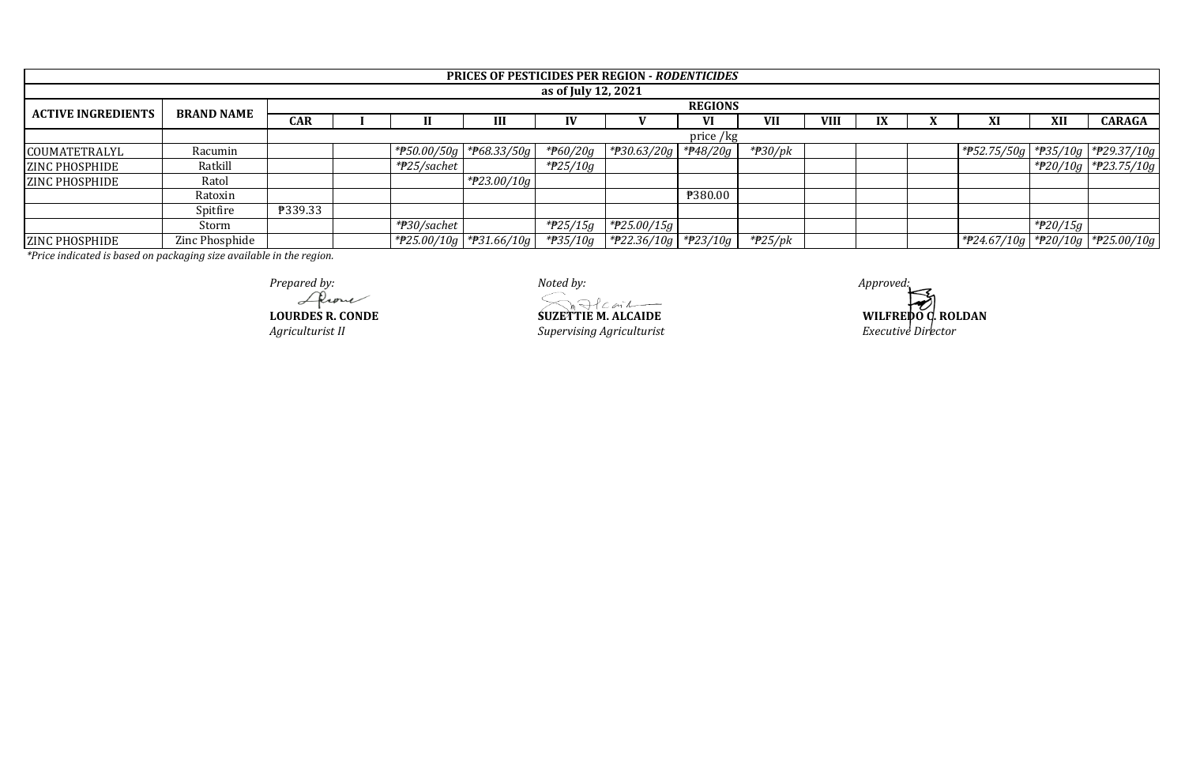| PRICES OF PESTICIDES PER REGION - *RODENTICIDES* | | | | | | | | | | | | | | | |
|---|---|---|---|---|---|---|---|---|---|---|---|---|---|---|---|
| as of July 12, 2021 | | | | | | | | | | | | | | | |
| **ACTIVE INGREDIENTS** | **BRAND NAME** | **REGIONS** | | | | | | | | | | | | | |
| | | **CAR** | **I** | **II** | **III** | **IV** | **V** | **VI** | **VII** | **VIII** | **IX** | **X** | **XI** | **XII** | **CARAGA** |
| | | price /kg | | | | | | | | | | | | | |
| COUMATETRALYL | Racumin | | | *₱50.00/50g | *₱68.33/50g | *₱60/20g | *₱30.63/20g | *₱48/20g | *₱30/pk | | | | *₱52.75/50g | *₱35/10g | *₱29.37/10g |
| ZINC PHOSPHIDE | Ratkill | | | *₱25/sachet | | *₱25/10g | | | | | | | | *₱20/10g | *₱23.75/10g |
| ZINC PHOSPHIDE | Ratol | | | | *₱23.00/10g | | | | | | | | | | |
| | Ratoxin | | | | | | | ₱380.00 | | | | | | | |
| | Spitfire | ₱339.33 | | | | | | | | | | | | | |
| | Storm | | | *₱30/sachet | | *₱25/15g | *₱25.00/15g | | | | | | | *₱20/15g | |
| ZINC PHOSPHIDE | Zinc Phosphide | | | *₱25.00/10g | *₱31.66/10g | *₱35/10g | *₱22.36/10g | *₱23/10g | *₱25/pk | | | | *₱24.67/10g | *₱20/10g | *₱25.00/10g |

*\*Price indicated is based on packaging size available in the region.*

*Prepared by:*

**LOURDES R. CONDE**
*Agriculturist II*

*Noted by:*

**SUZETTIE M. ALCAIDE**
*Supervising Agriculturist*

*Approved:*

**WILFREDO C. ROLDAN**
*Executive Director*